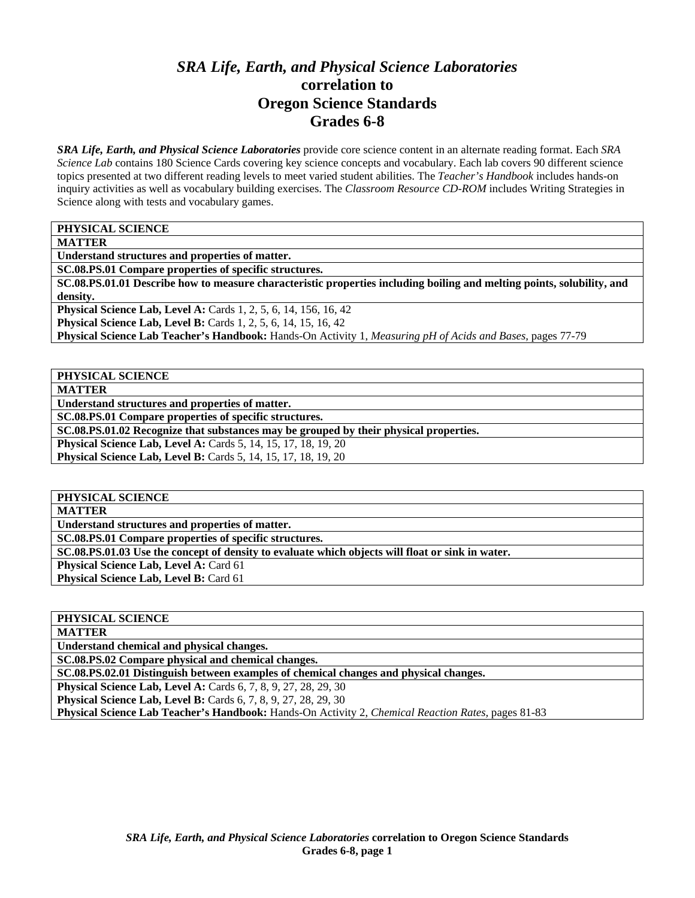# *SRA Life, Earth, and Physical Science Laboratories* correlation to Oregon Science Standards Grades 6-8

***SRA Life, Earth, and Physical Science Laboratories*** provide core science content in an alternate reading format. Each *SRA Science Lab* contains 180 Science Cards covering key science concepts and vocabulary. Each lab covers 90 different science topics presented at two different reading levels to meet varied student abilities. The *Teacher's Handbook* includes hands-on inquiry activities as well as vocabulary building exercises. The *Classroom Resource CD-ROM* includes Writing Strategies in Science along with tests and vocabulary games.

| **PHYSICAL SCIENCE** |
|---|
| **MATTER** |
| **Understand structures and properties of matter.** |
| **SC.08.PS.01 Compare properties of specific structures.** |
| **SC.08.PS.01.01 Describe how to measure characteristic properties including boiling and melting points, solubility, and density.** |
| **Physical Science Lab, Level A:** Cards 1, 2, 5, 6, 14, 156, 16, 42<br>**Physical Science Lab, Level B:** Cards 1, 2, 5, 6, 14, 15, 16, 42<br>**Physical Science Lab Teacher's Handbook:** Hands-On Activity 1, *Measuring pH of Acids and Bases,* pages 77-79 |

| **PHYSICAL SCIENCE** |
|---|
| **MATTER** |
| **Understand structures and properties of matter.** |
| **SC.08.PS.01 Compare properties of specific structures.** |
| **SC.08.PS.01.02 Recognize that substances may be grouped by their physical properties.** |
| **Physical Science Lab, Level A:** Cards 5, 14, 15, 17, 18, 19, 20<br>**Physical Science Lab, Level B:** Cards 5, 14, 15, 17, 18, 19, 20 |

| **PHYSICAL SCIENCE** |
|---|
| **MATTER** |
| **Understand structures and properties of matter.** |
| **SC.08.PS.01 Compare properties of specific structures.** |
| **SC.08.PS.01.03 Use the concept of density to evaluate which objects will float or sink in water.** |
| **Physical Science Lab, Level A:** Card 61<br>**Physical Science Lab, Level B:** Card 61 |

| **PHYSICAL SCIENCE** |
|---|
| **MATTER** |
| **Understand chemical and physical changes.** |
| **SC.08.PS.02 Compare physical and chemical changes.** |
| **SC.08.PS.02.01 Distinguish between examples of chemical changes and physical changes.** |
| **Physical Science Lab, Level A:** Cards 6, 7, 8, 9, 27, 28, 29, 30<br>**Physical Science Lab, Level B:** Cards 6, 7, 8, 9, 27, 28, 29, 30<br>**Physical Science Lab Teacher's Handbook:** Hands-On Activity 2, *Chemical Reaction Rates,* pages 81-83 |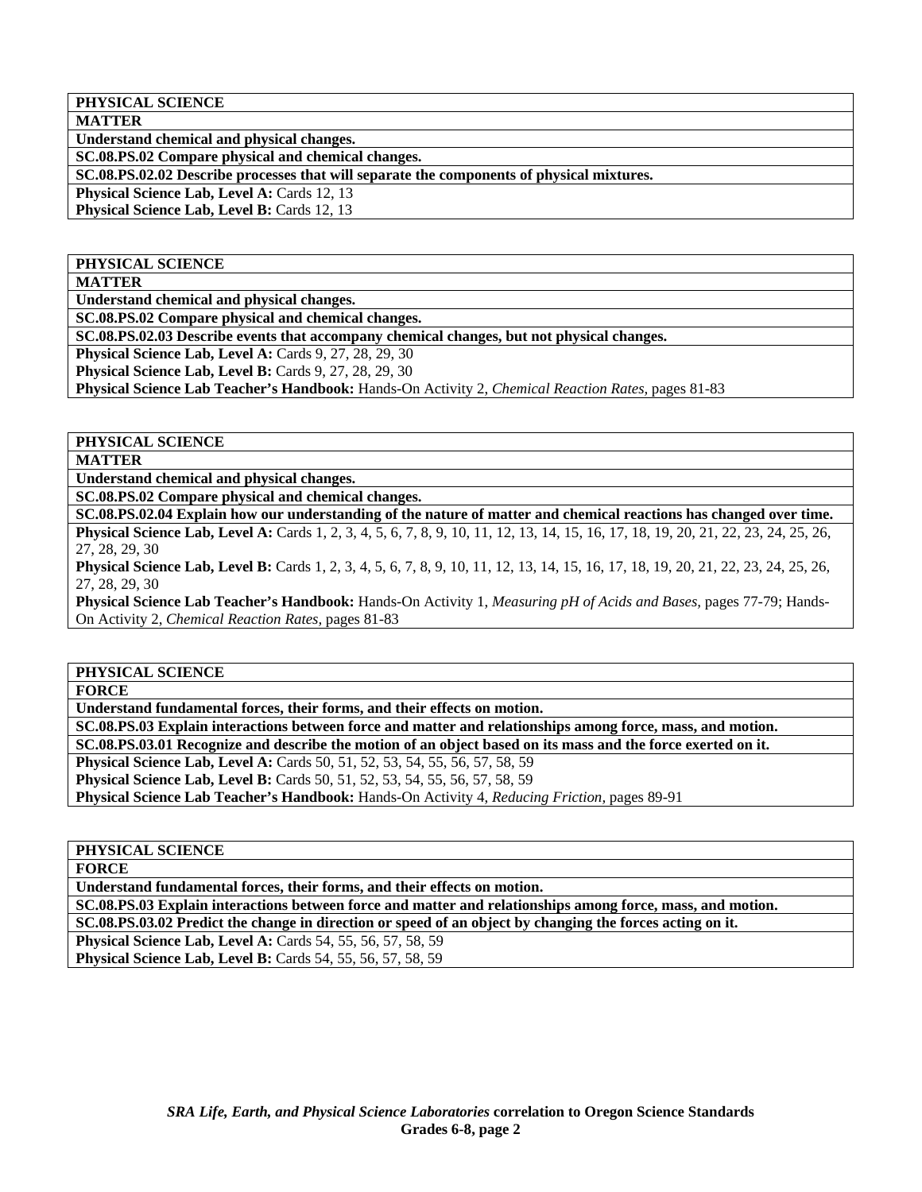**PHYSICAL SCIENCE**

**MATTER**

**Understand chemical and physical changes.**

**SC.08.PS.02 Compare physical and chemical changes.**

**SC.08.PS.02.02 Describe processes that will separate the components of physical mixtures.**

**Physical Science Lab, Level A:** Cards 12, 13

**Physical Science Lab, Level B:** Cards 12, 13

---

**PHYSICAL SCIENCE**

**MATTER**

**Understand chemical and physical changes.**

**SC.08.PS.02 Compare physical and chemical changes.**

**SC.08.PS.02.03 Describe events that accompany chemical changes, but not physical changes.**

**Physical Science Lab, Level A:** Cards 9, 27, 28, 29, 30

**Physical Science Lab, Level B:** Cards 9, 27, 28, 29, 30

**Physical Science Lab Teacher's Handbook:** Hands-On Activity 2, *Chemical Reaction Rates,* pages 81-83

---

**PHYSICAL SCIENCE**

**MATTER**

**Understand chemical and physical changes.**

**SC.08.PS.02 Compare physical and chemical changes.**

**SC.08.PS.02.04 Explain how our understanding of the nature of matter and chemical reactions has changed over time.**

**Physical Science Lab, Level A:** Cards 1, 2, 3, 4, 5, 6, 7, 8, 9, 10, 11, 12, 13, 14, 15, 16, 17, 18, 19, 20, 21, 22, 23, 24, 25, 26, 27, 28, 29, 30

**Physical Science Lab, Level B:** Cards 1, 2, 3, 4, 5, 6, 7, 8, 9, 10, 11, 12, 13, 14, 15, 16, 17, 18, 19, 20, 21, 22, 23, 24, 25, 26, 27, 28, 29, 30

**Physical Science Lab Teacher's Handbook:** Hands-On Activity 1, *Measuring pH of Acids and Bases,* pages 77-79; Hands-On Activity 2, *Chemical Reaction Rates,* pages 81-83

---

**PHYSICAL SCIENCE**

**FORCE**

**Understand fundamental forces, their forms, and their effects on motion.**

**SC.08.PS.03 Explain interactions between force and matter and relationships among force, mass, and motion.**

**SC.08.PS.03.01 Recognize and describe the motion of an object based on its mass and the force exerted on it.**

**Physical Science Lab, Level A:** Cards 50, 51, 52, 53, 54, 55, 56, 57, 58, 59

**Physical Science Lab, Level B:** Cards 50, 51, 52, 53, 54, 55, 56, 57, 58, 59

**Physical Science Lab Teacher's Handbook:** Hands-On Activity 4, *Reducing Friction,* pages 89-91

---

**PHYSICAL SCIENCE**

**FORCE**

**Understand fundamental forces, their forms, and their effects on motion.**

**SC.08.PS.03 Explain interactions between force and matter and relationships among force, mass, and motion.**

**SC.08.PS.03.02 Predict the change in direction or speed of an object by changing the forces acting on it.**

**Physical Science Lab, Level A:** Cards 54, 55, 56, 57, 58, 59

**Physical Science Lab, Level B:** Cards 54, 55, 56, 57, 58, 59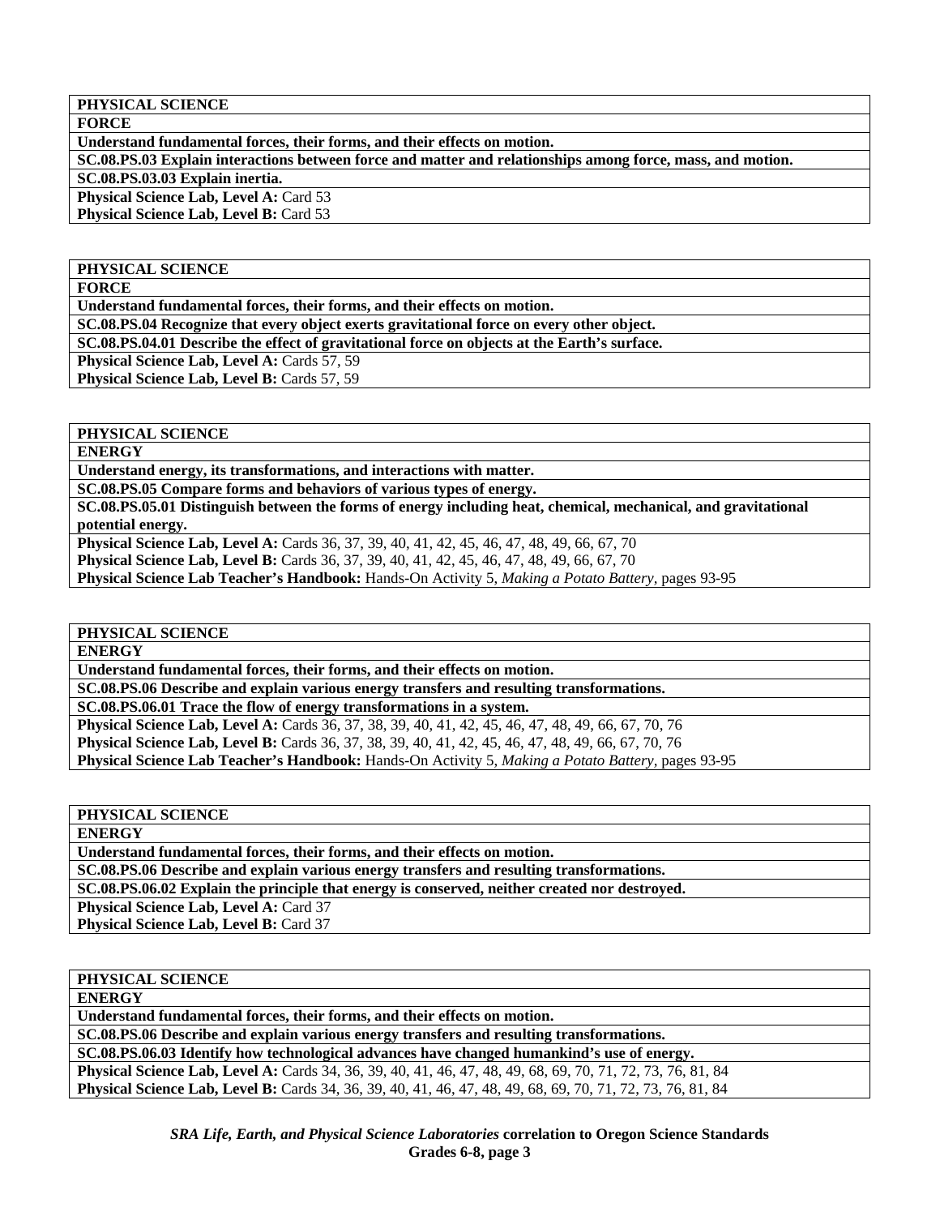| PHYSICAL SCIENCE |
|---|
| **FORCE** |
| **Understand fundamental forces, their forms, and their effects on motion.** |
| **SC.08.PS.03 Explain interactions between force and matter and relationships among force, mass, and motion.** |
| **SC.08.PS.03.03 Explain inertia.** |
| **Physical Science Lab, Level A:** Card 53<br>**Physical Science Lab, Level B:** Card 53 |

| PHYSICAL SCIENCE |
|---|
| **FORCE** |
| **Understand fundamental forces, their forms, and their effects on motion.** |
| **SC.08.PS.04 Recognize that every object exerts gravitational force on every other object.** |
| **SC.08.PS.04.01 Describe the effect of gravitational force on objects at the Earth's surface.** |
| **Physical Science Lab, Level A:** Cards 57, 59<br>**Physical Science Lab, Level B:** Cards 57, 59 |

| PHYSICAL SCIENCE |
|---|
| **ENERGY** |
| **Understand energy, its transformations, and interactions with matter.** |
| **SC.08.PS.05 Compare forms and behaviors of various types of energy.** |
| **SC.08.PS.05.01 Distinguish between the forms of energy including heat, chemical, mechanical, and gravitational potential energy.** |
| **Physical Science Lab, Level A:** Cards 36, 37, 39, 40, 41, 42, 45, 46, 47, 48, 49, 66, 67, 70<br>**Physical Science Lab, Level B:** Cards 36, 37, 39, 40, 41, 42, 45, 46, 47, 48, 49, 66, 67, 70<br>**Physical Science Lab Teacher's Handbook:** Hands-On Activity 5, *Making a Potato Battery,* pages 93-95 |

| PHYSICAL SCIENCE |
|---|
| **ENERGY** |
| **Understand fundamental forces, their forms, and their effects on motion.** |
| **SC.08.PS.06 Describe and explain various energy transfers and resulting transformations.** |
| **SC.08.PS.06.01 Trace the flow of energy transformations in a system.** |
| **Physical Science Lab, Level A:** Cards 36, 37, 38, 39, 40, 41, 42, 45, 46, 47, 48, 49, 66, 67, 70, 76<br>**Physical Science Lab, Level B:** Cards 36, 37, 38, 39, 40, 41, 42, 45, 46, 47, 48, 49, 66, 67, 70, 76<br>**Physical Science Lab Teacher's Handbook:** Hands-On Activity 5, *Making a Potato Battery,* pages 93-95 |

| PHYSICAL SCIENCE |
|---|
| **ENERGY** |
| **Understand fundamental forces, their forms, and their effects on motion.** |
| **SC.08.PS.06 Describe and explain various energy transfers and resulting transformations.** |
| **SC.08.PS.06.02 Explain the principle that energy is conserved, neither created nor destroyed.** |
| **Physical Science Lab, Level A:** Card 37<br>**Physical Science Lab, Level B:** Card 37 |

| PHYSICAL SCIENCE |
|---|
| **ENERGY** |
| **Understand fundamental forces, their forms, and their effects on motion.** |
| **SC.08.PS.06 Describe and explain various energy transfers and resulting transformations.** |
| **SC.08.PS.06.03 Identify how technological advances have changed humankind's use of energy.** |
| **Physical Science Lab, Level A:** Cards 34, 36, 39, 40, 41, 46, 47, 48, 49, 68, 69, 70, 71, 72, 73, 76, 81, 84<br>**Physical Science Lab, Level B:** Cards 34, 36, 39, 40, 41, 46, 47, 48, 49, 68, 69, 70, 71, 72, 73, 76, 81, 84 |

***SRA Life, Earth, and Physical Science Laboratories*** **correlation to Oregon Science Standards Grades 6-8, page 3**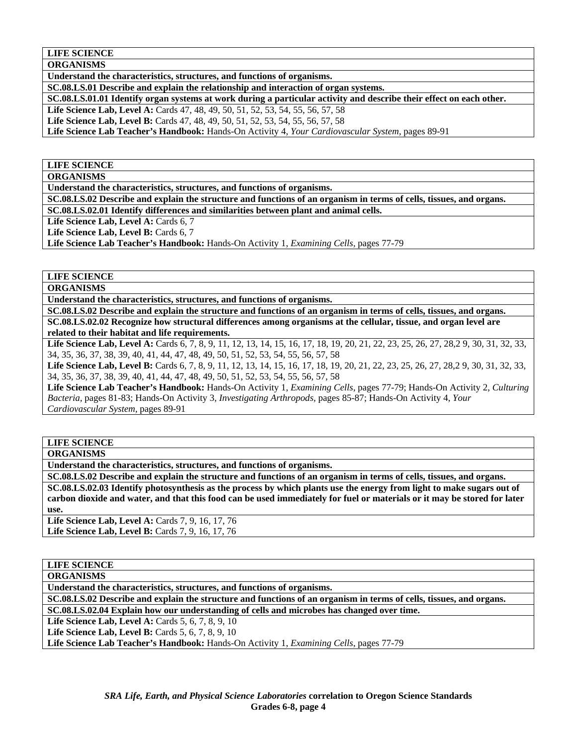**LIFE SCIENCE**
**ORGANISMS**
**Understand the characteristics, structures, and functions of organisms.**
**SC.08.LS.01 Describe and explain the relationship and interaction of organ systems.**
**SC.08.LS.01.01 Identify organ systems at work during a particular activity and describe their effect on each other.**
**Life Science Lab, Level A:** Cards 47, 48, 49, 50, 51, 52, 53, 54, 55, 56, 57, 58
**Life Science Lab, Level B:** Cards 47, 48, 49, 50, 51, 52, 53, 54, 55, 56, 57, 58
**Life Science Lab Teacher's Handbook:** Hands-On Activity 4, *Your Cardiovascular System,* pages 89-91

**LIFE SCIENCE**
**ORGANISMS**
**Understand the characteristics, structures, and functions of organisms.**
**SC.08.LS.02 Describe and explain the structure and functions of an organism in terms of cells, tissues, and organs.**
**SC.08.LS.02.01 Identify differences and similarities between plant and animal cells.**
**Life Science Lab, Level A:** Cards 6, 7
**Life Science Lab, Level B:** Cards 6, 7
**Life Science Lab Teacher's Handbook:** Hands-On Activity 1, *Examining Cells,* pages 77-79

**LIFE SCIENCE**
**ORGANISMS**
**Understand the characteristics, structures, and functions of organisms.**
**SC.08.LS.02 Describe and explain the structure and functions of an organism in terms of cells, tissues, and organs.**
**SC.08.LS.02.02 Recognize how structural differences among organisms at the cellular, tissue, and organ level are related to their habitat and life requirements.**
**Life Science Lab, Level A:** Cards 6, 7, 8, 9, 11, 12, 13, 14, 15, 16, 17, 18, 19, 20, 21, 22, 23, 25, 26, 27, 28,2 9, 30, 31, 32, 33, 34, 35, 36, 37, 38, 39, 40, 41, 44, 47, 48, 49, 50, 51, 52, 53, 54, 55, 56, 57, 58
**Life Science Lab, Level B:** Cards 6, 7, 8, 9, 11, 12, 13, 14, 15, 16, 17, 18, 19, 20, 21, 22, 23, 25, 26, 27, 28,2 9, 30, 31, 32, 33, 34, 35, 36, 37, 38, 39, 40, 41, 44, 47, 48, 49, 50, 51, 52, 53, 54, 55, 56, 57, 58
**Life Science Lab Teacher's Handbook:** Hands-On Activity 1, *Examining Cells,* pages 77-79; Hands-On Activity 2, *Culturing Bacteria,* pages 81-83; Hands-On Activity 3, *Investigating Arthropods,* pages 85-87; Hands-On Activity 4, *Your Cardiovascular System,* pages 89-91

**LIFE SCIENCE**
**ORGANISMS**
**Understand the characteristics, structures, and functions of organisms.**
**SC.08.LS.02 Describe and explain the structure and functions of an organism in terms of cells, tissues, and organs.**
**SC.08.LS.02.03 Identify photosynthesis as the process by which plants use the energy from light to make sugars out of carbon dioxide and water, and that this food can be used immediately for fuel or materials or it may be stored for later use.**
**Life Science Lab, Level A:** Cards 7, 9, 16, 17, 76
**Life Science Lab, Level B:** Cards 7, 9, 16, 17, 76

**LIFE SCIENCE**
**ORGANISMS**
**Understand the characteristics, structures, and functions of organisms.**
**SC.08.LS.02 Describe and explain the structure and functions of an organism in terms of cells, tissues, and organs.**
**SC.08.LS.02.04 Explain how our understanding of cells and microbes has changed over time.**
**Life Science Lab, Level A:** Cards 5, 6, 7, 8, 9, 10
**Life Science Lab, Level B:** Cards 5, 6, 7, 8, 9, 10
**Life Science Lab Teacher's Handbook:** Hands-On Activity 1, *Examining Cells,* pages 77-79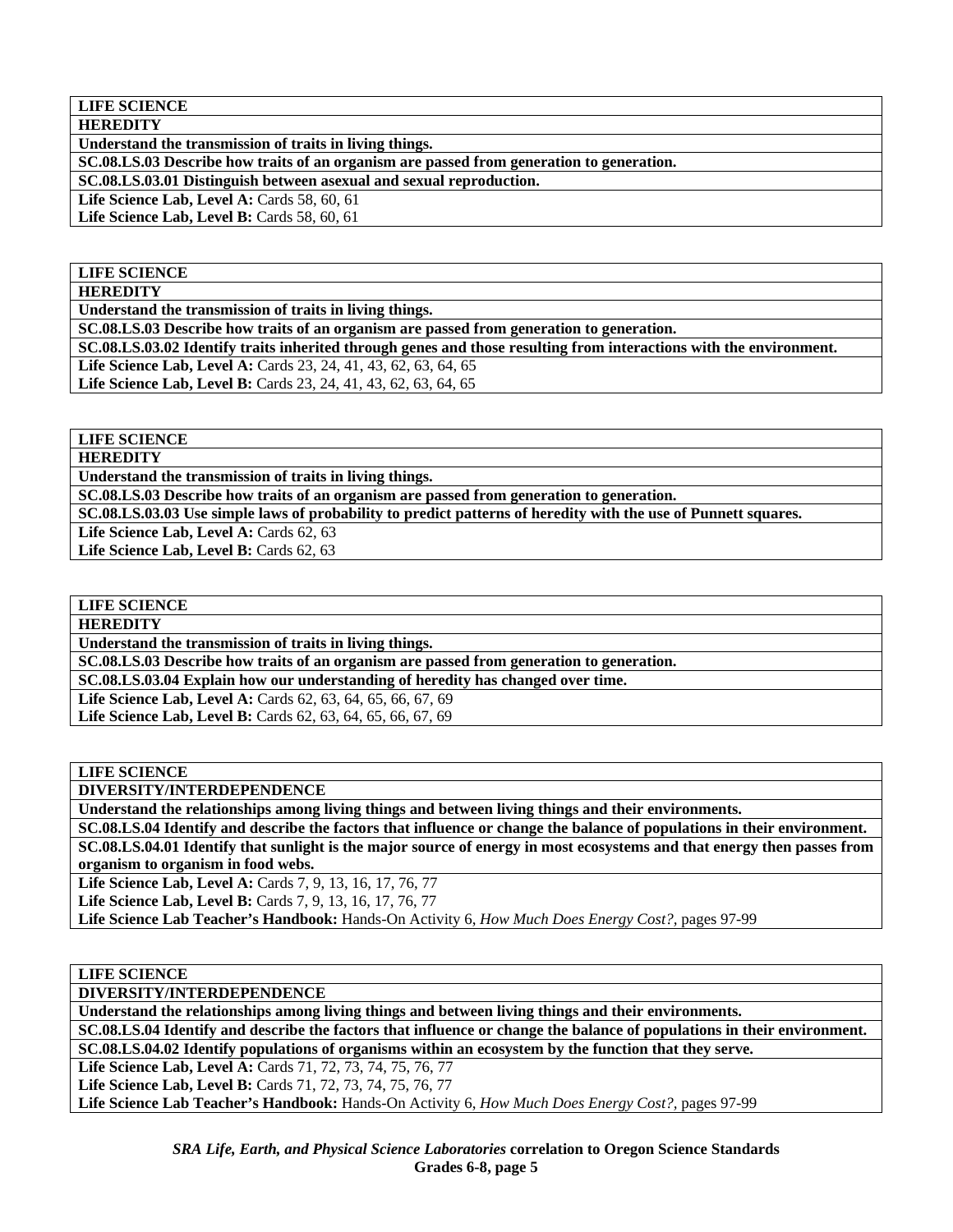| **LIFE SCIENCE** |
|---|
| **HEREDITY** |
| **Understand the transmission of traits in living things.** |
| **SC.08.LS.03 Describe how traits of an organism are passed from generation to generation.** |
| **SC.08.LS.03.01 Distinguish between asexual and sexual reproduction.** |
| **Life Science Lab, Level A:** Cards 58, 60, 61<br>**Life Science Lab, Level B:** Cards 58, 60, 61 |

| **LIFE SCIENCE** |
|---|
| **HEREDITY** |
| **Understand the transmission of traits in living things.** |
| **SC.08.LS.03 Describe how traits of an organism are passed from generation to generation.** |
| **SC.08.LS.03.02 Identify traits inherited through genes and those resulting from interactions with the environment.** |
| **Life Science Lab, Level A:** Cards 23, 24, 41, 43, 62, 63, 64, 65<br>**Life Science Lab, Level B:** Cards 23, 24, 41, 43, 62, 63, 64, 65 |

| **LIFE SCIENCE** |
|---|
| **HEREDITY** |
| **Understand the transmission of traits in living things.** |
| **SC.08.LS.03 Describe how traits of an organism are passed from generation to generation.** |
| **SC.08.LS.03.03 Use simple laws of probability to predict patterns of heredity with the use of Punnett squares.** |
| **Life Science Lab, Level A:** Cards 62, 63<br>**Life Science Lab, Level B:** Cards 62, 63 |

| **LIFE SCIENCE** |
|---|
| **HEREDITY** |
| **Understand the transmission of traits in living things.** |
| **SC.08.LS.03 Describe how traits of an organism are passed from generation to generation.** |
| **SC.08.LS.03.04 Explain how our understanding of heredity has changed over time.** |
| **Life Science Lab, Level A:** Cards 62, 63, 64, 65, 66, 67, 69<br>**Life Science Lab, Level B:** Cards 62, 63, 64, 65, 66, 67, 69 |

| **LIFE SCIENCE** |
|---|
| **DIVERSITY/INTERDEPENDENCE** |
| **Understand the relationships among living things and between living things and their environments.** |
| **SC.08.LS.04 Identify and describe the factors that influence or change the balance of populations in their environment.** |
| **SC.08.LS.04.01 Identify that sunlight is the major source of energy in most ecosystems and that energy then passes from organism to organism in food webs.** |
| **Life Science Lab, Level A:** Cards 7, 9, 13, 16, 17, 76, 77<br>**Life Science Lab, Level B:** Cards 7, 9, 13, 16, 17, 76, 77<br>**Life Science Lab Teacher's Handbook:** Hands-On Activity 6, *How Much Does Energy Cost?,* pages 97-99 |

| **LIFE SCIENCE** |
|---|
| **DIVERSITY/INTERDEPENDENCE** |
| **Understand the relationships among living things and between living things and their environments.** |
| **SC.08.LS.04 Identify and describe the factors that influence or change the balance of populations in their environment.** |
| **SC.08.LS.04.02 Identify populations of organisms within an ecosystem by the function that they serve.** |
| **Life Science Lab, Level A:** Cards 71, 72, 73, 74, 75, 76, 77<br>**Life Science Lab, Level B:** Cards 71, 72, 73, 74, 75, 76, 77<br>**Life Science Lab Teacher's Handbook:** Hands-On Activity 6, *How Much Does Energy Cost?,* pages 97-99 |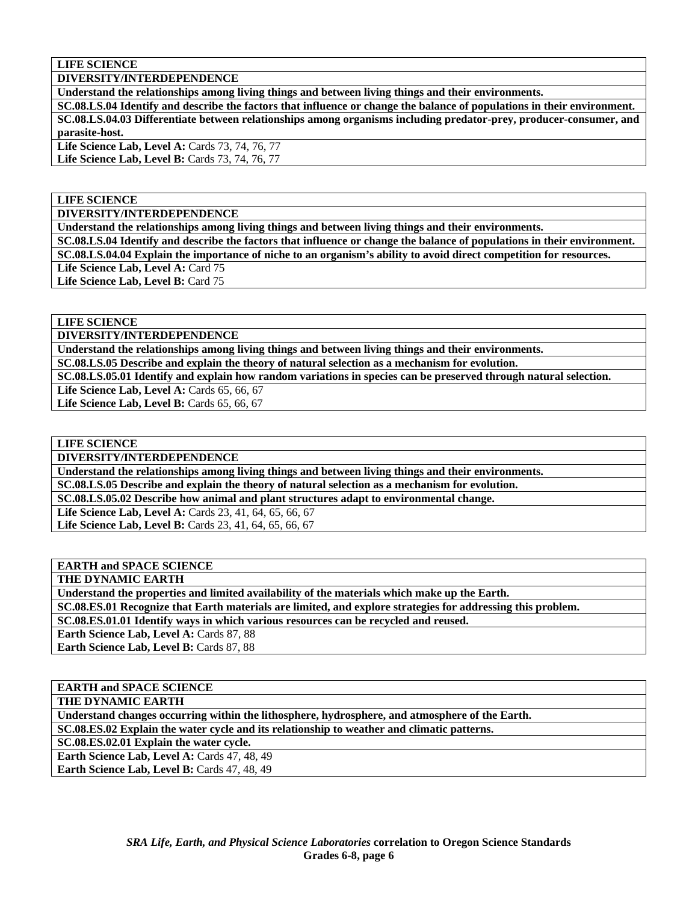**LIFE SCIENCE**

**DIVERSITY/INTERDEPENDENCE**

**Understand the relationships among living things and between living things and their environments.**

**SC.08.LS.04 Identify and describe the factors that influence or change the balance of populations in their environment.**

**SC.08.LS.04.03 Differentiate between relationships among organisms including predator-prey, producer-consumer, and parasite-host.**

**Life Science Lab, Level A:** Cards 73, 74, 76, 77
**Life Science Lab, Level B:** Cards 73, 74, 76, 77

**LIFE SCIENCE**

**DIVERSITY/INTERDEPENDENCE**

**Understand the relationships among living things and between living things and their environments.**

**SC.08.LS.04 Identify and describe the factors that influence or change the balance of populations in their environment.**

**SC.08.LS.04.04 Explain the importance of niche to an organism's ability to avoid direct competition for resources.**

**Life Science Lab, Level A:** Card 75
**Life Science Lab, Level B:** Card 75

**LIFE SCIENCE**

**DIVERSITY/INTERDEPENDENCE**

**Understand the relationships among living things and between living things and their environments.**

**SC.08.LS.05 Describe and explain the theory of natural selection as a mechanism for evolution.**

**SC.08.LS.05.01 Identify and explain how random variations in species can be preserved through natural selection.**

**Life Science Lab, Level A:** Cards 65, 66, 67
**Life Science Lab, Level B:** Cards 65, 66, 67

**LIFE SCIENCE**

**DIVERSITY/INTERDEPENDENCE**

**Understand the relationships among living things and between living things and their environments.**

**SC.08.LS.05 Describe and explain the theory of natural selection as a mechanism for evolution.**

**SC.08.LS.05.02 Describe how animal and plant structures adapt to environmental change.**

**Life Science Lab, Level A:** Cards 23, 41, 64, 65, 66, 67
**Life Science Lab, Level B:** Cards 23, 41, 64, 65, 66, 67

**EARTH and SPACE SCIENCE**

**THE DYNAMIC EARTH**

**Understand the properties and limited availability of the materials which make up the Earth.**

**SC.08.ES.01 Recognize that Earth materials are limited, and explore strategies for addressing this problem.**

**SC.08.ES.01.01 Identify ways in which various resources can be recycled and reused.**

**Earth Science Lab, Level A:** Cards 87, 88
**Earth Science Lab, Level B:** Cards 87, 88

**EARTH and SPACE SCIENCE**

**THE DYNAMIC EARTH**

**Understand changes occurring within the lithosphere, hydrosphere, and atmosphere of the Earth.**

**SC.08.ES.02 Explain the water cycle and its relationship to weather and climatic patterns.**

**SC.08.ES.02.01 Explain the water cycle.**

**Earth Science Lab, Level A:** Cards 47, 48, 49
**Earth Science Lab, Level B:** Cards 47, 48, 49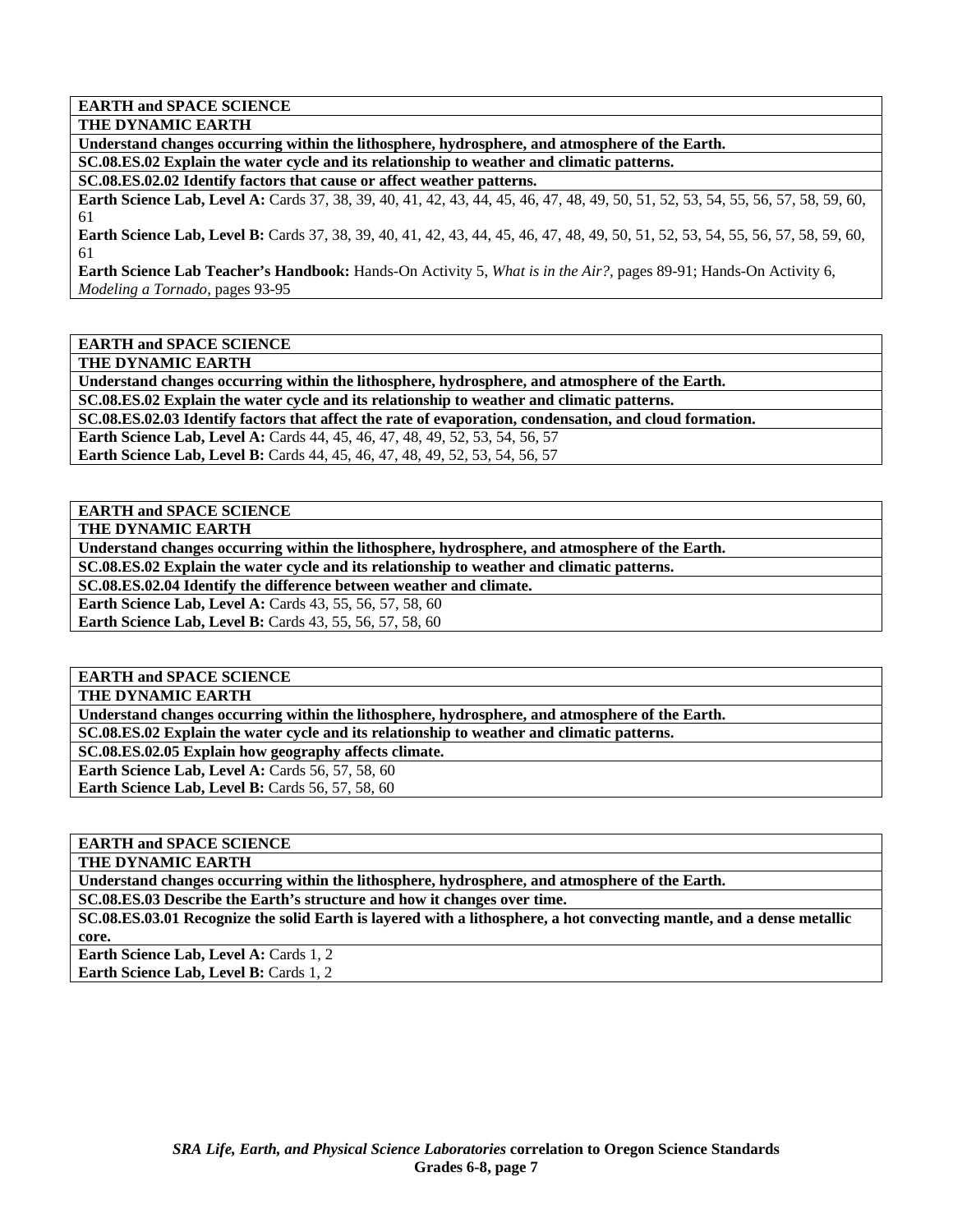**EARTH and SPACE SCIENCE**

**THE DYNAMIC EARTH**

**Understand changes occurring within the lithosphere, hydrosphere, and atmosphere of the Earth.**

**SC.08.ES.02 Explain the water cycle and its relationship to weather and climatic patterns.**

**SC.08.ES.02.02 Identify factors that cause or affect weather patterns.**

**Earth Science Lab, Level A:** Cards 37, 38, 39, 40, 41, 42, 43, 44, 45, 46, 47, 48, 49, 50, 51, 52, 53, 54, 55, 56, 57, 58, 59, 60, 61

**Earth Science Lab, Level B:** Cards 37, 38, 39, 40, 41, 42, 43, 44, 45, 46, 47, 48, 49, 50, 51, 52, 53, 54, 55, 56, 57, 58, 59, 60, 61

**Earth Science Lab Teacher's Handbook:** Hands-On Activity 5, *What is in the Air?*, pages 89-91; Hands-On Activity 6, *Modeling a Tornado*, pages 93-95

**EARTH and SPACE SCIENCE**

**THE DYNAMIC EARTH**

**Understand changes occurring within the lithosphere, hydrosphere, and atmosphere of the Earth.**

**SC.08.ES.02 Explain the water cycle and its relationship to weather and climatic patterns.**

**SC.08.ES.02.03 Identify factors that affect the rate of evaporation, condensation, and cloud formation.**

**Earth Science Lab, Level A:** Cards 44, 45, 46, 47, 48, 49, 52, 53, 54, 56, 57

**Earth Science Lab, Level B:** Cards 44, 45, 46, 47, 48, 49, 52, 53, 54, 56, 57

**EARTH and SPACE SCIENCE**

**THE DYNAMIC EARTH**

**Understand changes occurring within the lithosphere, hydrosphere, and atmosphere of the Earth.**

**SC.08.ES.02 Explain the water cycle and its relationship to weather and climatic patterns.**

**SC.08.ES.02.04 Identify the difference between weather and climate.**

**Earth Science Lab, Level A:** Cards 43, 55, 56, 57, 58, 60

**Earth Science Lab, Level B:** Cards 43, 55, 56, 57, 58, 60

**EARTH and SPACE SCIENCE**

**THE DYNAMIC EARTH**

**Understand changes occurring within the lithosphere, hydrosphere, and atmosphere of the Earth.**

**SC.08.ES.02 Explain the water cycle and its relationship to weather and climatic patterns.**

**SC.08.ES.02.05 Explain how geography affects climate.**

**Earth Science Lab, Level A:** Cards 56, 57, 58, 60

**Earth Science Lab, Level B:** Cards 56, 57, 58, 60

**EARTH and SPACE SCIENCE**

**THE DYNAMIC EARTH**

**Understand changes occurring within the lithosphere, hydrosphere, and atmosphere of the Earth.**

**SC.08.ES.03 Describe the Earth's structure and how it changes over time.**

**SC.08.ES.03.01 Recognize the solid Earth is layered with a lithosphere, a hot convecting mantle, and a dense metallic core.**

**Earth Science Lab, Level A:** Cards 1, 2

**Earth Science Lab, Level B:** Cards 1, 2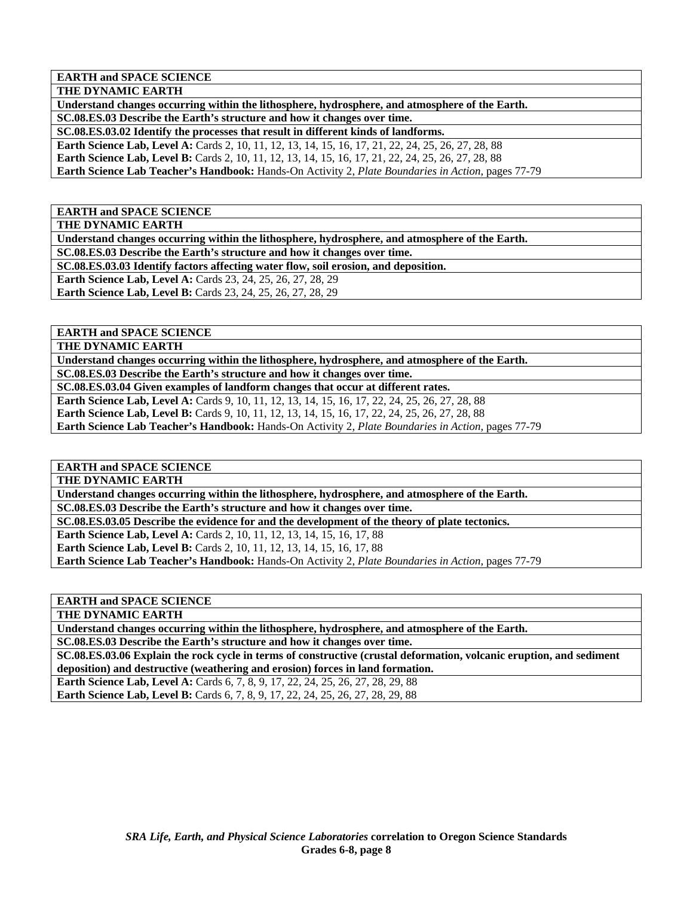| **EARTH and SPACE SCIENCE** |
|---|
| **THE DYNAMIC EARTH** |
| **Understand changes occurring within the lithosphere, hydrosphere, and atmosphere of the Earth.** |
| **SC.08.ES.03 Describe the Earth's structure and how it changes over time.** |
| **SC.08.ES.03.02 Identify the processes that result in different kinds of landforms.** |
| **Earth Science Lab, Level A:** Cards 2, 10, 11, 12, 13, 14, 15, 16, 17, 21, 22, 24, 25, 26, 27, 28, 88<br>**Earth Science Lab, Level B:** Cards 2, 10, 11, 12, 13, 14, 15, 16, 17, 21, 22, 24, 25, 26, 27, 28, 88<br>**Earth Science Lab Teacher's Handbook:** Hands-On Activity 2, *Plate Boundaries in Action,* pages 77-79 |

| **EARTH and SPACE SCIENCE** |
|---|
| **THE DYNAMIC EARTH** |
| **Understand changes occurring within the lithosphere, hydrosphere, and atmosphere of the Earth.** |
| **SC.08.ES.03 Describe the Earth's structure and how it changes over time.** |
| **SC.08.ES.03.03 Identify factors affecting water flow, soil erosion, and deposition.** |
| **Earth Science Lab, Level A:** Cards 23, 24, 25, 26, 27, 28, 29<br>**Earth Science Lab, Level B:** Cards 23, 24, 25, 26, 27, 28, 29 |

| **EARTH and SPACE SCIENCE** |
|---|
| **THE DYNAMIC EARTH** |
| **Understand changes occurring within the lithosphere, hydrosphere, and atmosphere of the Earth.** |
| **SC.08.ES.03 Describe the Earth's structure and how it changes over time.** |
| **SC.08.ES.03.04 Given examples of landform changes that occur at different rates.** |
| **Earth Science Lab, Level A:** Cards 9, 10, 11, 12, 13, 14, 15, 16, 17, 22, 24, 25, 26, 27, 28, 88<br>**Earth Science Lab, Level B:** Cards 9, 10, 11, 12, 13, 14, 15, 16, 17, 22, 24, 25, 26, 27, 28, 88<br>**Earth Science Lab Teacher's Handbook:** Hands-On Activity 2, *Plate Boundaries in Action,* pages 77-79 |

| **EARTH and SPACE SCIENCE** |
|---|
| **THE DYNAMIC EARTH** |
| **Understand changes occurring within the lithosphere, hydrosphere, and atmosphere of the Earth.** |
| **SC.08.ES.03 Describe the Earth's structure and how it changes over time.** |
| **SC.08.ES.03.05 Describe the evidence for and the development of the theory of plate tectonics.** |
| **Earth Science Lab, Level A:** Cards 2, 10, 11, 12, 13, 14, 15, 16, 17, 88<br>**Earth Science Lab, Level B:** Cards 2, 10, 11, 12, 13, 14, 15, 16, 17, 88<br>**Earth Science Lab Teacher's Handbook:** Hands-On Activity 2, *Plate Boundaries in Action,* pages 77-79 |

| **EARTH and SPACE SCIENCE** |
|---|
| **THE DYNAMIC EARTH** |
| **Understand changes occurring within the lithosphere, hydrosphere, and atmosphere of the Earth.** |
| **SC.08.ES.03 Describe the Earth's structure and how it changes over time.** |
| **SC.08.ES.03.06 Explain the rock cycle in terms of constructive (crustal deformation, volcanic eruption, and sediment deposition) and destructive (weathering and erosion) forces in land formation.** |
| **Earth Science Lab, Level A:** Cards 6, 7, 8, 9, 17, 22, 24, 25, 26, 27, 28, 29, 88<br>**Earth Science Lab, Level B:** Cards 6, 7, 8, 9, 17, 22, 24, 25, 26, 27, 28, 29, 88 |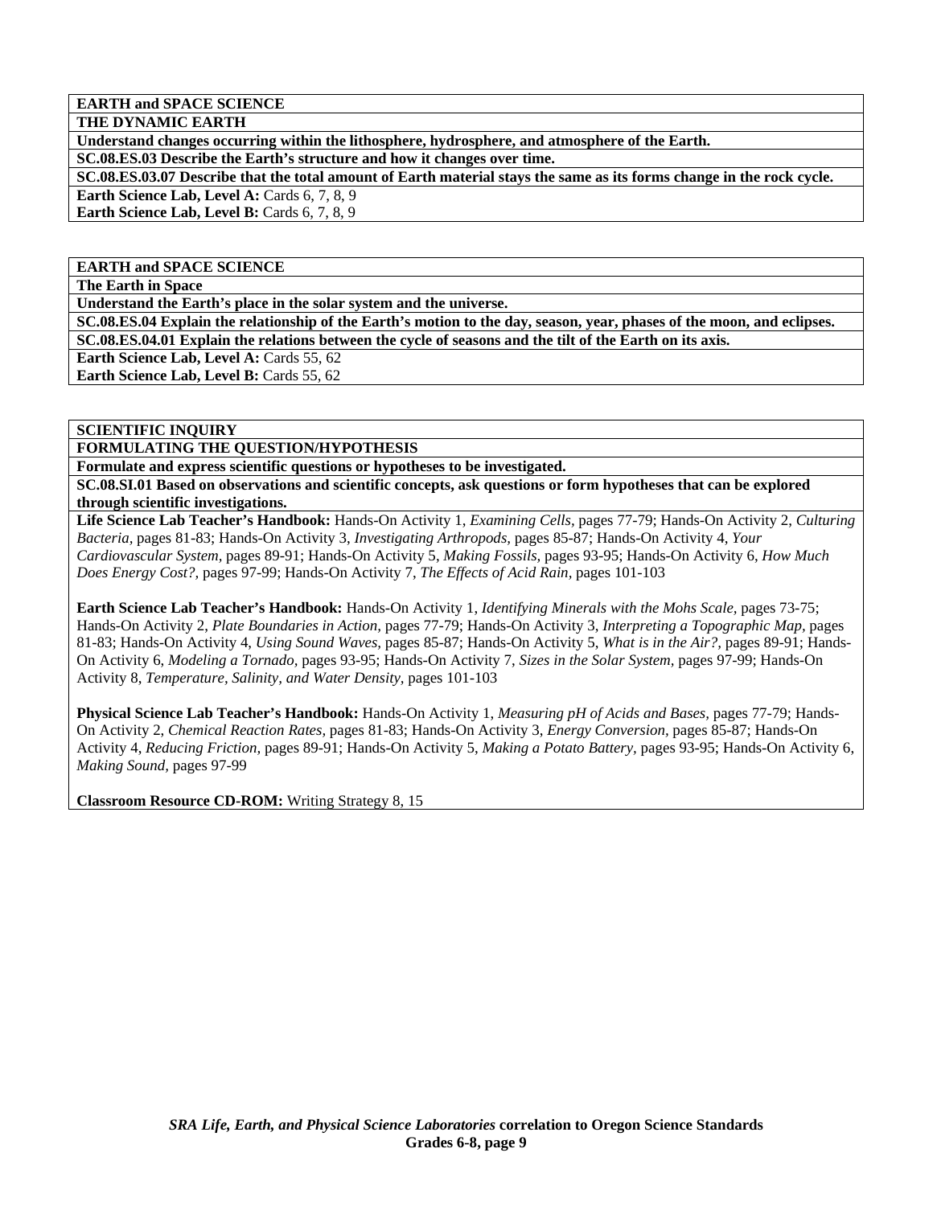**EARTH and SPACE SCIENCE**

**THE DYNAMIC EARTH**

**Understand changes occurring within the lithosphere, hydrosphere, and atmosphere of the Earth.**

**SC.08.ES.03 Describe the Earth's structure and how it changes over time.**

**SC.08.ES.03.07 Describe that the total amount of Earth material stays the same as its forms change in the rock cycle.**

**Earth Science Lab, Level A:** Cards 6, 7, 8, 9
**Earth Science Lab, Level B:** Cards 6, 7, 8, 9

**EARTH and SPACE SCIENCE**

**The Earth in Space**

**Understand the Earth's place in the solar system and the universe.**

**SC.08.ES.04 Explain the relationship of the Earth's motion to the day, season, year, phases of the moon, and eclipses.**

**SC.08.ES.04.01 Explain the relations between the cycle of seasons and the tilt of the Earth on its axis.**

**Earth Science Lab, Level A:** Cards 55, 62
**Earth Science Lab, Level B:** Cards 55, 62

**SCIENTIFIC INQUIRY**

**FORMULATING THE QUESTION/HYPOTHESIS**

**Formulate and express scientific questions or hypotheses to be investigated.**

**SC.08.SI.01 Based on observations and scientific concepts, ask questions or form hypotheses that can be explored through scientific investigations.**

**Life Science Lab Teacher's Handbook:** Hands-On Activity 1, *Examining Cells,* pages 77-79; Hands-On Activity 2, *Culturing Bacteria,* pages 81-83; Hands-On Activity 3, *Investigating Arthropods,* pages 85-87; Hands-On Activity 4, *Your Cardiovascular System,* pages 89-91; Hands-On Activity 5, *Making Fossils,* pages 93-95; Hands-On Activity 6, *How Much Does Energy Cost?,* pages 97-99; Hands-On Activity 7, *The Effects of Acid Rain,* pages 101-103

**Earth Science Lab Teacher's Handbook:** Hands-On Activity 1, *Identifying Minerals with the Mohs Scale,* pages 73-75; Hands-On Activity 2, *Plate Boundaries in Action,* pages 77-79; Hands-On Activity 3, *Interpreting a Topographic Map,* pages 81-83; Hands-On Activity 4, *Using Sound Waves,* pages 85-87; Hands-On Activity 5, *What is in the Air?,* pages 89-91; Hands-On Activity 6, *Modeling a Tornado,* pages 93-95; Hands-On Activity 7, *Sizes in the Solar System,* pages 97-99; Hands-On Activity 8, *Temperature, Salinity, and Water Density,* pages 101-103

**Physical Science Lab Teacher's Handbook:** Hands-On Activity 1, *Measuring pH of Acids and Bases,* pages 77-79; Hands-On Activity 2, *Chemical Reaction Rates,* pages 81-83; Hands-On Activity 3, *Energy Conversion,* pages 85-87; Hands-On Activity 4, *Reducing Friction,* pages 89-91; Hands-On Activity 5, *Making a Potato Battery,* pages 93-95; Hands-On Activity 6, *Making Sound,* pages 97-99

**Classroom Resource CD-ROM:** Writing Strategy 8, 15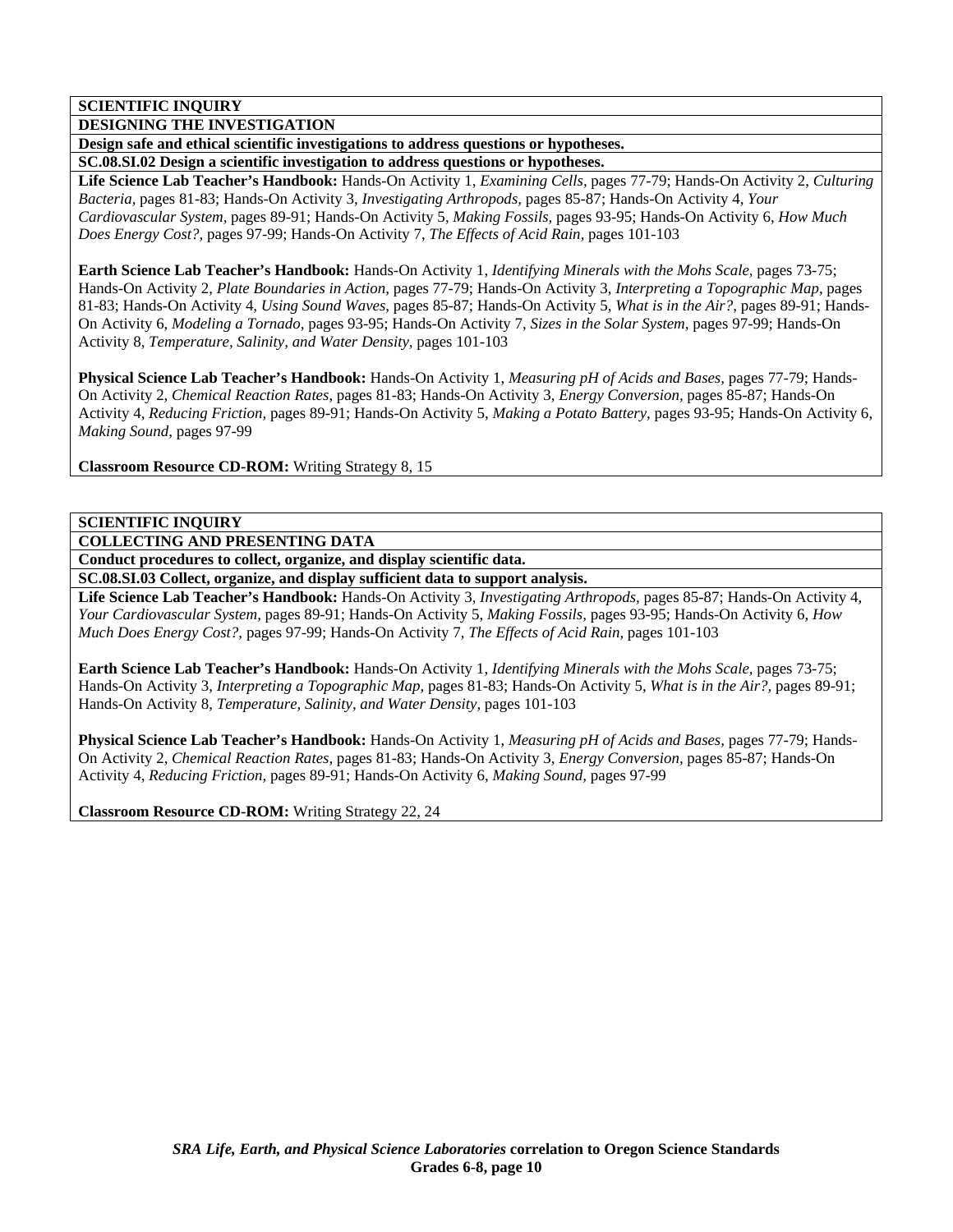**SCIENTIFIC INQUIRY**

**DESIGNING THE INVESTIGATION**

**Design safe and ethical scientific investigations to address questions or hypotheses.**

**SC.08.SI.02 Design a scientific investigation to address questions or hypotheses.**

**Life Science Lab Teacher's Handbook:** Hands-On Activity 1, *Examining Cells,* pages 77-79; Hands-On Activity 2, *Culturing Bacteria,* pages 81-83; Hands-On Activity 3, *Investigating Arthropods,* pages 85-87; Hands-On Activity 4, *Your Cardiovascular System,* pages 89-91; Hands-On Activity 5, *Making Fossils,* pages 93-95; Hands-On Activity 6, *How Much Does Energy Cost?,* pages 97-99; Hands-On Activity 7, *The Effects of Acid Rain,* pages 101-103

**Earth Science Lab Teacher's Handbook:** Hands-On Activity 1, *Identifying Minerals with the Mohs Scale,* pages 73-75; Hands-On Activity 2, *Plate Boundaries in Action,* pages 77-79; Hands-On Activity 3, *Interpreting a Topographic Map,* pages 81-83; Hands-On Activity 4, *Using Sound Waves,* pages 85-87; Hands-On Activity 5, *What is in the Air?,* pages 89-91; Hands-On Activity 6, *Modeling a Tornado,* pages 93-95; Hands-On Activity 7, *Sizes in the Solar System,* pages 97-99; Hands-On Activity 8, *Temperature, Salinity, and Water Density,* pages 101-103

**Physical Science Lab Teacher's Handbook:** Hands-On Activity 1, *Measuring pH of Acids and Bases,* pages 77-79; Hands-On Activity 2, *Chemical Reaction Rates,* pages 81-83; Hands-On Activity 3, *Energy Conversion,* pages 85-87; Hands-On Activity 4, *Reducing Friction,* pages 89-91; Hands-On Activity 5, *Making a Potato Battery,* pages 93-95; Hands-On Activity 6, *Making Sound,* pages 97-99

**Classroom Resource CD-ROM:** Writing Strategy 8, 15

**SCIENTIFIC INQUIRY**

**COLLECTING AND PRESENTING DATA**

**Conduct procedures to collect, organize, and display scientific data.**

**SC.08.SI.03 Collect, organize, and display sufficient data to support analysis.**

**Life Science Lab Teacher's Handbook:** Hands-On Activity 3, *Investigating Arthropods,* pages 85-87; Hands-On Activity 4, *Your Cardiovascular System,* pages 89-91; Hands-On Activity 5, *Making Fossils,* pages 93-95; Hands-On Activity 6, *How Much Does Energy Cost?,* pages 97-99; Hands-On Activity 7, *The Effects of Acid Rain,* pages 101-103

**Earth Science Lab Teacher's Handbook:** Hands-On Activity 1, *Identifying Minerals with the Mohs Scale,* pages 73-75; Hands-On Activity 3, *Interpreting a Topographic Map,* pages 81-83; Hands-On Activity 5, *What is in the Air?,* pages 89-91; Hands-On Activity 8, *Temperature, Salinity, and Water Density,* pages 101-103

**Physical Science Lab Teacher's Handbook:** Hands-On Activity 1, *Measuring pH of Acids and Bases,* pages 77-79; Hands-On Activity 2, *Chemical Reaction Rates,* pages 81-83; Hands-On Activity 3, *Energy Conversion,* pages 85-87; Hands-On Activity 4, *Reducing Friction,* pages 89-91; Hands-On Activity 6, *Making Sound,* pages 97-99

**Classroom Resource CD-ROM:** Writing Strategy 22, 24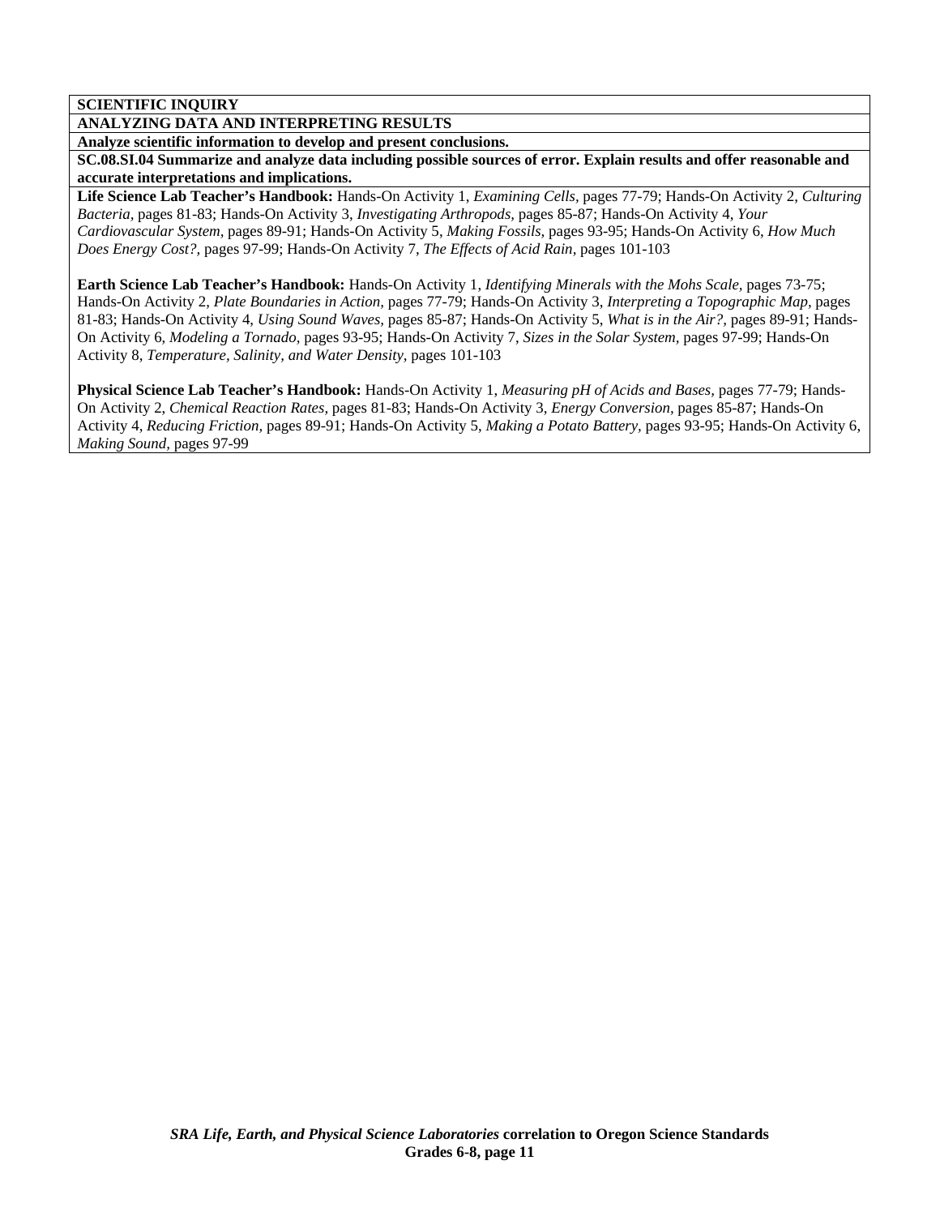**SCIENTIFIC INQUIRY**

**ANALYZING DATA AND INTERPRETING RESULTS**

**Analyze scientific information to develop and present conclusions.**

**SC.08.SI.04 Summarize and analyze data including possible sources of error. Explain results and offer reasonable and accurate interpretations and implications.**

**Life Science Lab Teacher's Handbook:** Hands-On Activity 1, *Examining Cells,* pages 77-79; Hands-On Activity 2, *Culturing Bacteria,* pages 81-83; Hands-On Activity 3, *Investigating Arthropods,* pages 85-87; Hands-On Activity 4, *Your Cardiovascular System,* pages 89-91; Hands-On Activity 5, *Making Fossils,* pages 93-95; Hands-On Activity 6, *How Much Does Energy Cost?,* pages 97-99; Hands-On Activity 7, *The Effects of Acid Rain,* pages 101-103

**Earth Science Lab Teacher's Handbook:** Hands-On Activity 1, *Identifying Minerals with the Mohs Scale,* pages 73-75; Hands-On Activity 2, *Plate Boundaries in Action,* pages 77-79; Hands-On Activity 3, *Interpreting a Topographic Map,* pages 81-83; Hands-On Activity 4, *Using Sound Waves,* pages 85-87; Hands-On Activity 5, *What is in the Air?,* pages 89-91; Hands-On Activity 6, *Modeling a Tornado,* pages 93-95; Hands-On Activity 7, *Sizes in the Solar System,* pages 97-99; Hands-On Activity 8, *Temperature, Salinity, and Water Density,* pages 101-103

**Physical Science Lab Teacher's Handbook:** Hands-On Activity 1, *Measuring pH of Acids and Bases,* pages 77-79; Hands-On Activity 2, *Chemical Reaction Rates,* pages 81-83; Hands-On Activity 3, *Energy Conversion,* pages 85-87; Hands-On Activity 4, *Reducing Friction,* pages 89-91; Hands-On Activity 5, *Making a Potato Battery,* pages 93-95; Hands-On Activity 6, *Making Sound,* pages 97-99